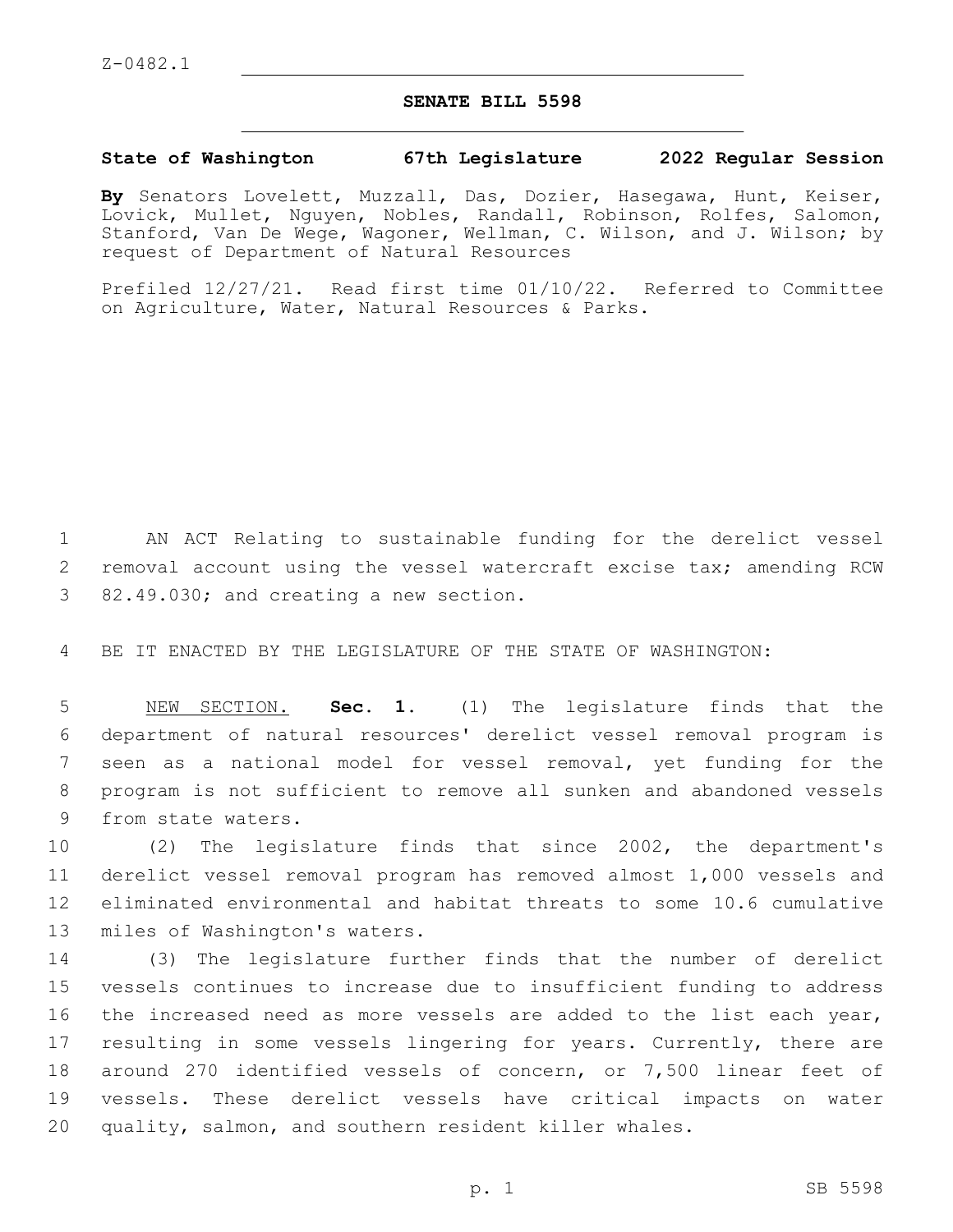Z-0482.1

# SENATE BILL 5598

**State of Washington 67th Legislature 2022 Regular Session**

**By** Senators Lovelett, Muzzall, Das, Dozier, Hasegawa, Hunt, Keiser, Lovick, Mullet, Nguyen, Nobles, Randall, Robinson, Rolfes, Salomon, Stanford, Van De Wege, Wagoner, Wellman, C. Wilson, and J. Wilson; by request of Department of Natural Resources

Prefiled 12/27/21. Read first time 01/10/22. Referred to Committee on Agriculture, Water, Natural Resources & Parks.

AN ACT Relating to sustainable funding for the derelict vessel removal account using the vessel watercraft excise tax; amending RCW 82.49.030; and creating a new section.

BE IT ENACTED BY THE LEGISLATURE OF THE STATE OF WASHINGTON:

NEW SECTION. **Sec. 1.** (1) The legislature finds that the department of natural resources' derelict vessel removal program is seen as a national model for vessel removal, yet funding for the program is not sufficient to remove all sunken and abandoned vessels from state waters.

(2) The legislature finds that since 2002, the department's derelict vessel removal program has removed almost 1,000 vessels and eliminated environmental and habitat threats to some 10.6 cumulative miles of Washington's waters.

(3) The legislature further finds that the number of derelict vessels continues to increase due to insufficient funding to address the increased need as more vessels are added to the list each year, resulting in some vessels lingering for years. Currently, there are around 270 identified vessels of concern, or 7,500 linear feet of vessels. These derelict vessels have critical impacts on water quality, salmon, and southern resident killer whales.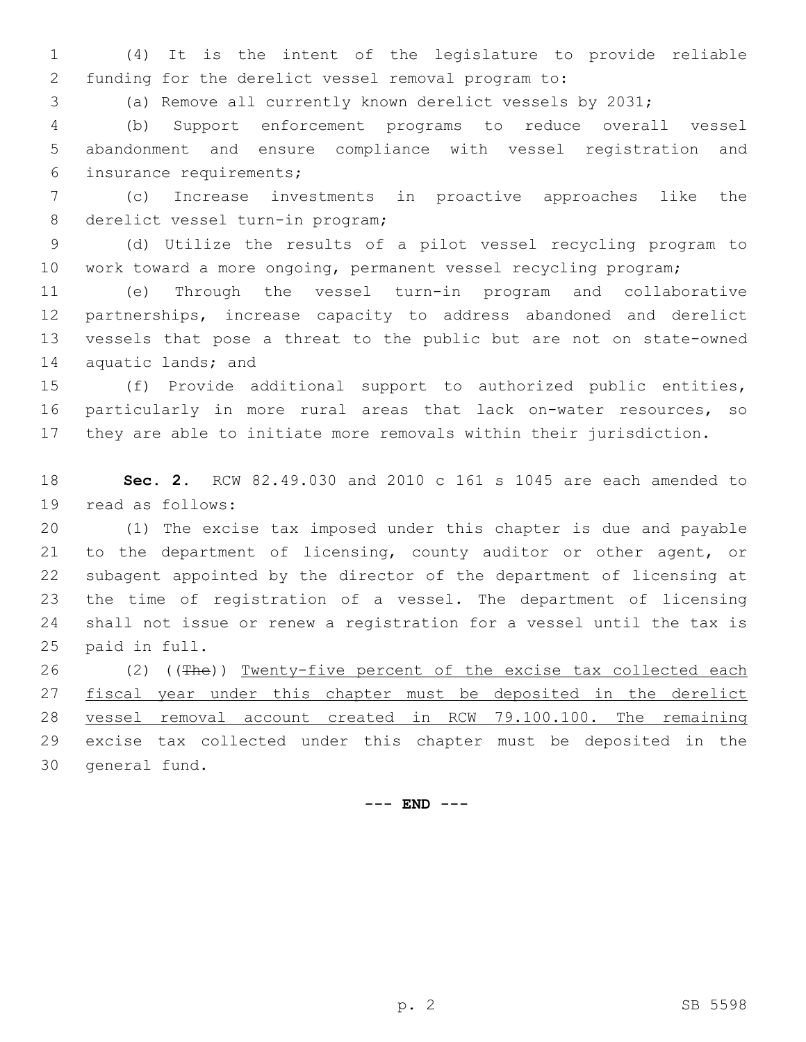(4) It is the intent of the legislature to provide reliable funding for the derelict vessel removal program to:

(a) Remove all currently known derelict vessels by 2031;

(b) Support enforcement programs to reduce overall vessel abandonment and ensure compliance with vessel registration and insurance requirements;

(c) Increase investments in proactive approaches like the derelict vessel turn-in program;

(d) Utilize the results of a pilot vessel recycling program to work toward a more ongoing, permanent vessel recycling program;

(e) Through the vessel turn-in program and collaborative partnerships, increase capacity to address abandoned and derelict vessels that pose a threat to the public but are not on state-owned aquatic lands; and

(f) Provide additional support to authorized public entities, particularly in more rural areas that lack on-water resources, so they are able to initiate more removals within their jurisdiction.

**Sec. 2.** RCW 82.49.030 and 2010 c 161 s 1045 are each amended to read as follows:

(1) The excise tax imposed under this chapter is due and payable to the department of licensing, county auditor or other agent, or subagent appointed by the director of the department of licensing at the time of registration of a vessel. The department of licensing shall not issue or renew a registration for a vessel until the tax is paid in full.

(2) ((~~The~~)) <u>Twenty-five percent of the excise tax collected each fiscal year under this chapter must be deposited in the derelict vessel removal account created in RCW 79.100.100. The remaining</u> excise tax collected under this chapter must be deposited in the general fund.

**--- END ---**